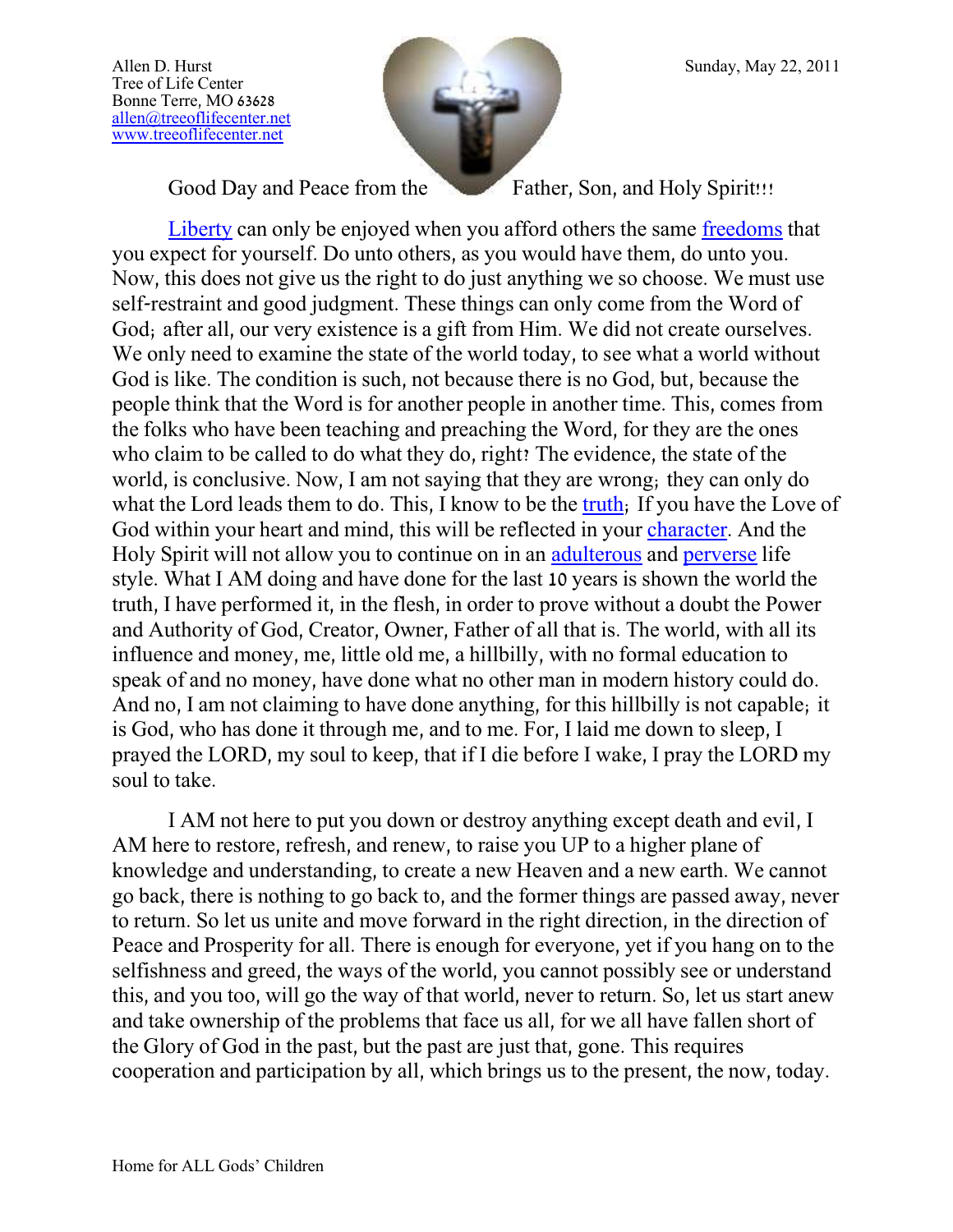Allen D. Hurst
Tree of Life Center
Bonne Terre, MO 63628
allen@treeoflifecenter.net
www.treeoflifecenter.net

Sunday, May 22, 2011

Good Day and Peace from the Father, Son, and Holy Spirit!!!

Liberty can only be enjoyed when you afford others the same freedoms that you expect for yourself. Do unto others, as you would have them, do unto you. Now, this does not give us the right to do just anything we so choose. We must use self-restraint and good judgment. These things can only come from the Word of God; after all, our very existence is a gift from Him. We did not create ourselves. We only need to examine the state of the world today, to see what a world without God is like. The condition is such, not because there is no God, but, because the people think that the Word is for another people in another time. This, comes from the folks who have been teaching and preaching the Word, for they are the ones who claim to be called to do what they do, right? The evidence, the state of the world, is conclusive. Now, I am not saying that they are wrong; they can only do what the Lord leads them to do. This, I know to be the truth; If you have the Love of God within your heart and mind, this will be reflected in your character. And the Holy Spirit will not allow you to continue on in an adulterous and perverse life style. What I AM doing and have done for the last 10 years is shown the world the truth, I have performed it, in the flesh, in order to prove without a doubt the Power and Authority of God, Creator, Owner, Father of all that is. The world, with all its influence and money, me, little old me, a hillbilly, with no formal education to speak of and no money, have done what no other man in modern history could do. And no, I am not claiming to have done anything, for this hillbilly is not capable; it is God, who has done it through me, and to me. For, I laid me down to sleep, I prayed the LORD, my soul to keep, that if I die before I wake, I pray the LORD my soul to take.

I AM not here to put you down or destroy anything except death and evil, I AM here to restore, refresh, and renew, to raise you UP to a higher plane of knowledge and understanding, to create a new Heaven and a new earth. We cannot go back, there is nothing to go back to, and the former things are passed away, never to return. So let us unite and move forward in the right direction, in the direction of Peace and Prosperity for all. There is enough for everyone, yet if you hang on to the selfishness and greed, the ways of the world, you cannot possibly see or understand this, and you too, will go the way of that world, never to return. So, let us start anew and take ownership of the problems that face us all, for we all have fallen short of the Glory of God in the past, but the past are just that, gone. This requires cooperation and participation by all, which brings us to the present, the now, today.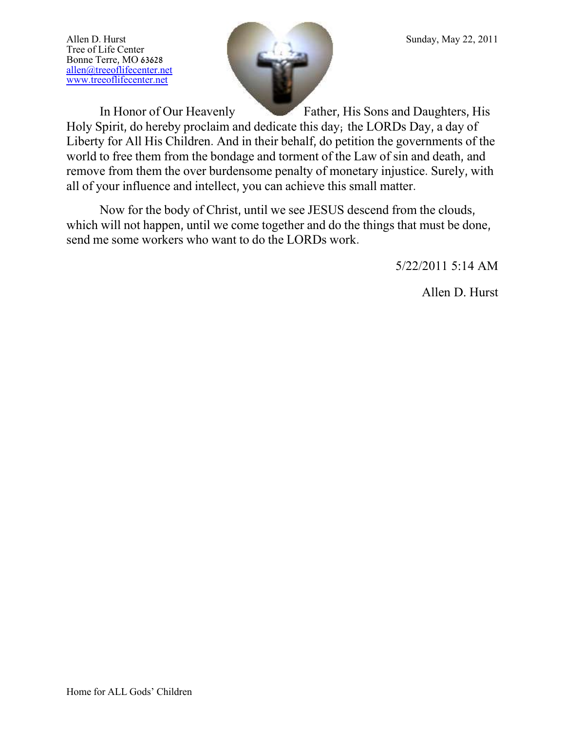Allen D. Hurst
Tree of Life Center
Bonne Terre, MO 63628
allen@treeoflifecenter.net
www.treeoflifecenter.net

Sunday, May 22, 2011

In Honor of Our Heavenly Father, His Sons and Daughters, His Holy Spirit, do hereby proclaim and dedicate this day; the LORDs Day, a day of Liberty for All His Children. And in their behalf, do petition the governments of the world to free them from the bondage and torment of the Law of sin and death, and remove from them the over burdensome penalty of monetary injustice. Surely, with all of your influence and intellect, you can achieve this small matter.

Now for the body of Christ, until we see JESUS descend from the clouds, which will not happen, until we come together and do the things that must be done, send me some workers who want to do the LORDs work.

5/22/2011 5:14 AM

Allen D. Hurst

Home for ALL Gods' Children